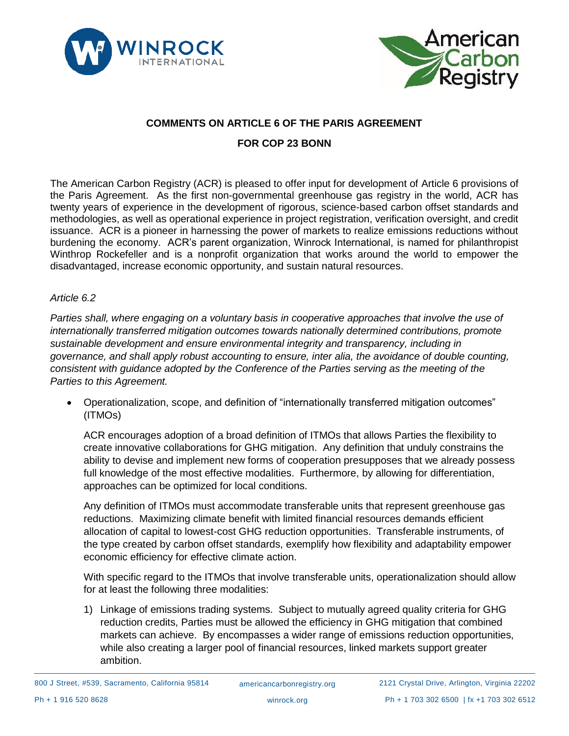**COMMENTS ON ARTICLE 6 OF THE PARIS AGREEMENT**

**FOR COP 23 BONN**

The American Carbon Registry (ACR) is pleased to offer input for development of Article 6 provisions of the Paris Agreement. As the first non-governmental greenhouse gas registry in the world, ACR has twenty years of experience in the development of rigorous, science-based carbon offset standards and methodologies, as well as operational experience in project registration, verification oversight, and credit issuance. ACR is a pioneer in harnessing the power of markets to realize emissions reductions without burdening the economy. ACR's parent organization, Winrock International, is named for philanthropist Winthrop Rockefeller and is a nonprofit organization that works around the world to empower the disadvantaged, increase economic opportunity, and sustain natural resources.

*Article 6.2*

*Parties shall, where engaging on a voluntary basis in cooperative approaches that involve the use of internationally transferred mitigation outcomes towards nationally determined contributions, promote sustainable development and ensure environmental integrity and transparency, including in governance, and shall apply robust accounting to ensure, inter alia, the avoidance of double counting, consistent with guidance adopted by the Conference of the Parties serving as the meeting of the Parties to this Agreement.*

- Operationalization, scope, and definition of "internationally transferred mitigation outcomes" (ITMOs)

  ACR encourages adoption of a broad definition of ITMOs that allows Parties the flexibility to create innovative collaborations for GHG mitigation. Any definition that unduly constrains the ability to devise and implement new forms of cooperation presupposes that we already possess full knowledge of the most effective modalities. Furthermore, by allowing for differentiation, approaches can be optimized for local conditions.

  Any definition of ITMOs must accommodate transferable units that represent greenhouse gas reductions. Maximizing climate benefit with limited financial resources demands efficient allocation of capital to lowest-cost GHG reduction opportunities. Transferable instruments, of the type created by carbon offset standards, exemplify how flexibility and adaptability empower economic efficiency for effective climate action.

  With specific regard to the ITMOs that involve transferable units, operationalization should allow for at least the following three modalities:

  1) Linkage of emissions trading systems. Subject to mutually agreed quality criteria for GHG reduction credits, Parties must be allowed the efficiency in GHG mitigation that combined markets can achieve. By encompasses a wider range of emissions reduction opportunities, while also creating a larger pool of financial resources, linked markets support greater ambition.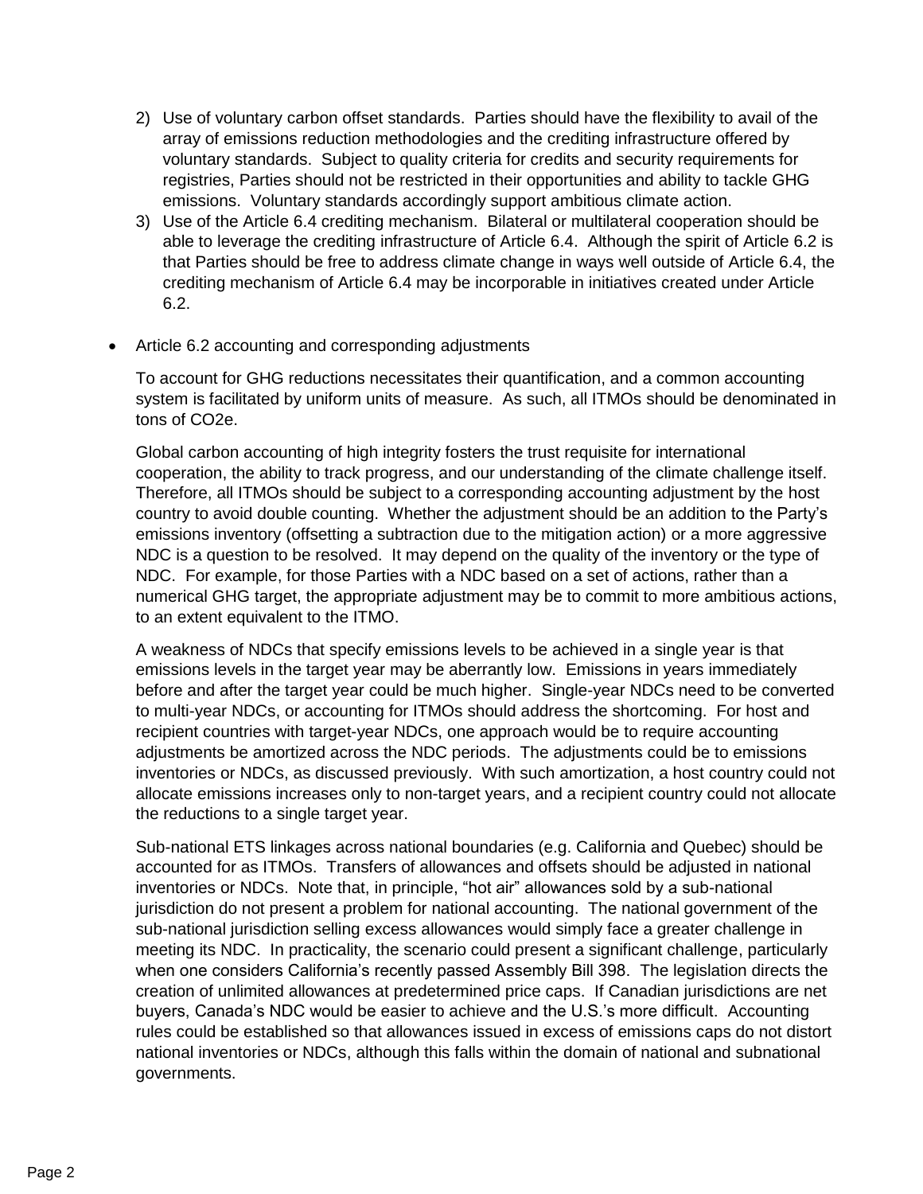2) Use of voluntary carbon offset standards. Parties should have the flexibility to avail of the array of emissions reduction methodologies and the crediting infrastructure offered by voluntary standards. Subject to quality criteria for credits and security requirements for registries, Parties should not be restricted in their opportunities and ability to tackle GHG emissions. Voluntary standards accordingly support ambitious climate action.
3) Use of the Article 6.4 crediting mechanism. Bilateral or multilateral cooperation should be able to leverage the crediting infrastructure of Article 6.4. Although the spirit of Article 6.2 is that Parties should be free to address climate change in ways well outside of Article 6.4, the crediting mechanism of Article 6.4 may be incorporable in initiatives created under Article 6.2.

- Article 6.2 accounting and corresponding adjustments

  To account for GHG reductions necessitates their quantification, and a common accounting system is facilitated by uniform units of measure. As such, all ITMOs should be denominated in tons of $CO_2e$.

  Global carbon accounting of high integrity fosters the trust requisite for international cooperation, the ability to track progress, and our understanding of the climate challenge itself. Therefore, all ITMOs should be subject to a corresponding accounting adjustment by the host country to avoid double counting. Whether the adjustment should be an addition to the Party's emissions inventory (offsetting a subtraction due to the mitigation action) or a more aggressive NDC is a question to be resolved. It may depend on the quality of the inventory or the type of NDC. For example, for those Parties with a NDC based on a set of actions, rather than a numerical GHG target, the appropriate adjustment may be to commit to more ambitious actions, to an extent equivalent to the ITMO.

  A weakness of NDCs that specify emissions levels to be achieved in a single year is that emissions levels in the target year may be aberrantly low. Emissions in years immediately before and after the target year could be much higher. Single-year NDCs need to be converted to multi-year NDCs, or accounting for ITMOs should address the shortcoming. For host and recipient countries with target-year NDCs, one approach would be to require accounting adjustments be amortized across the NDC periods. The adjustments could be to emissions inventories or NDCs, as discussed previously. With such amortization, a host country could not allocate emissions increases only to non-target years, and a recipient country could not allocate the reductions to a single target year.

  Sub-national ETS linkages across national boundaries (e.g. California and Quebec) should be accounted for as ITMOs. Transfers of allowances and offsets should be adjusted in national inventories or NDCs. Note that, in principle, "hot air" allowances sold by a sub-national jurisdiction do not present a problem for national accounting. The national government of the sub-national jurisdiction selling excess allowances would simply face a greater challenge in meeting its NDC. In practicality, the scenario could present a significant challenge, particularly when one considers California's recently passed Assembly Bill 398. The legislation directs the creation of unlimited allowances at predetermined price caps. If Canadian jurisdictions are net buyers, Canada's NDC would be easier to achieve and the U.S.'s more difficult. Accounting rules could be established so that allowances issued in excess of emissions caps do not distort national inventories or NDCs, although this falls within the domain of national and subnational governments.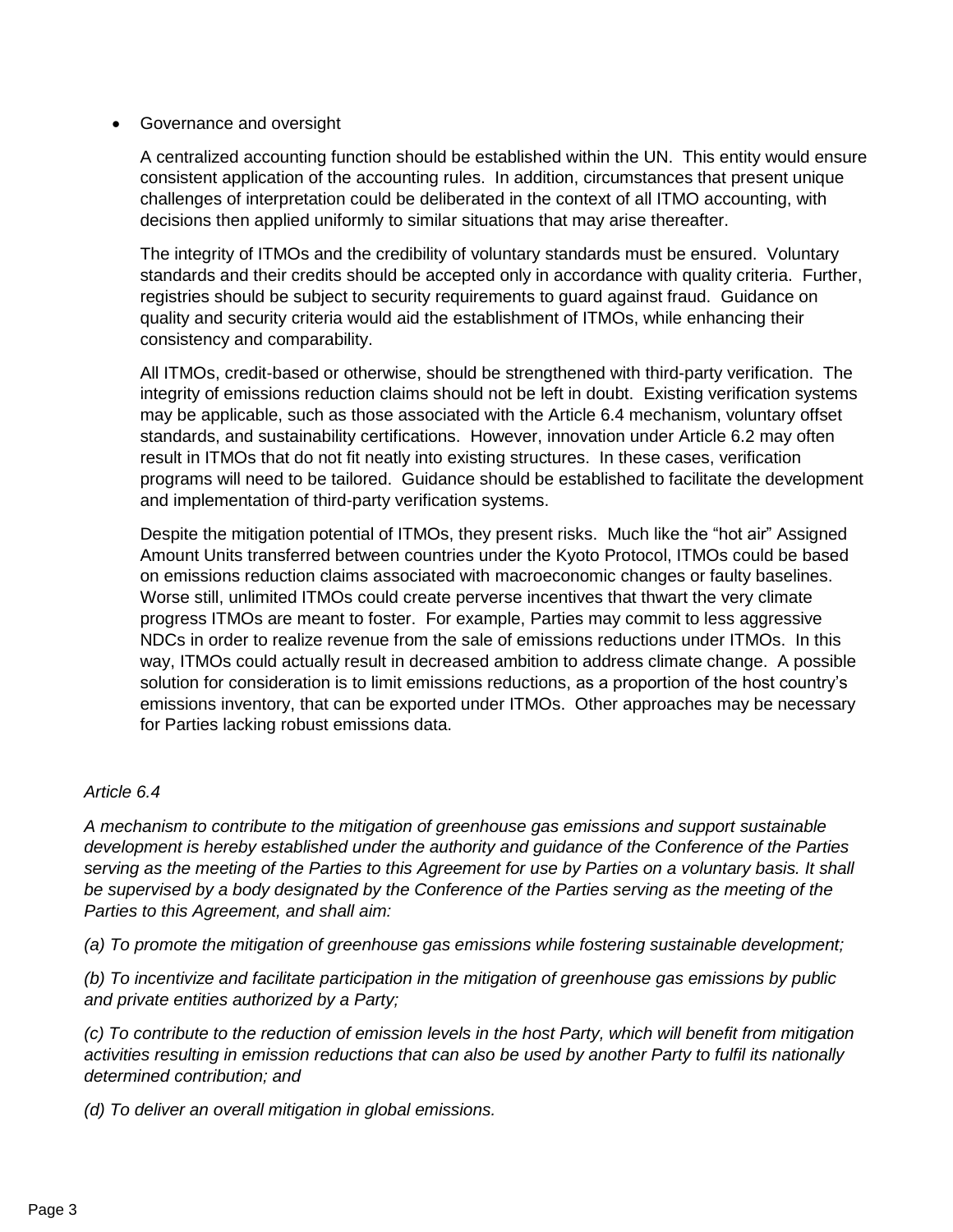- Governance and oversight

  A centralized accounting function should be established within the UN. This entity would ensure consistent application of the accounting rules. In addition, circumstances that present unique challenges of interpretation could be deliberated in the context of all ITMO accounting, with decisions then applied uniformly to similar situations that may arise thereafter.

  The integrity of ITMOs and the credibility of voluntary standards must be ensured. Voluntary standards and their credits should be accepted only in accordance with quality criteria. Further, registries should be subject to security requirements to guard against fraud. Guidance on quality and security criteria would aid the establishment of ITMOs, while enhancing their consistency and comparability.

  All ITMOs, credit-based or otherwise, should be strengthened with third-party verification. The integrity of emissions reduction claims should not be left in doubt. Existing verification systems may be applicable, such as those associated with the Article 6.4 mechanism, voluntary offset standards, and sustainability certifications. However, innovation under Article 6.2 may often result in ITMOs that do not fit neatly into existing structures. In these cases, verification programs will need to be tailored. Guidance should be established to facilitate the development and implementation of third-party verification systems.

  Despite the mitigation potential of ITMOs, they present risks. Much like the "hot air" Assigned Amount Units transferred between countries under the Kyoto Protocol, ITMOs could be based on emissions reduction claims associated with macroeconomic changes or faulty baselines. Worse still, unlimited ITMOs could create perverse incentives that thwart the very climate progress ITMOs are meant to foster. For example, Parties may commit to less aggressive NDCs in order to realize revenue from the sale of emissions reductions under ITMOs. In this way, ITMOs could actually result in decreased ambition to address climate change. A possible solution for consideration is to limit emissions reductions, as a proportion of the host country's emissions inventory, that can be exported under ITMOs. Other approaches may be necessary for Parties lacking robust emissions data.

*Article 6.4*

*A mechanism to contribute to the mitigation of greenhouse gas emissions and support sustainable development is hereby established under the authority and guidance of the Conference of the Parties serving as the meeting of the Parties to this Agreement for use by Parties on a voluntary basis. It shall be supervised by a body designated by the Conference of the Parties serving as the meeting of the Parties to this Agreement, and shall aim:*

*(a) To promote the mitigation of greenhouse gas emissions while fostering sustainable development;*

*(b) To incentivize and facilitate participation in the mitigation of greenhouse gas emissions by public and private entities authorized by a Party;*

*(c) To contribute to the reduction of emission levels in the host Party, which will benefit from mitigation activities resulting in emission reductions that can also be used by another Party to fulfil its nationally determined contribution; and*

*(d) To deliver an overall mitigation in global emissions.*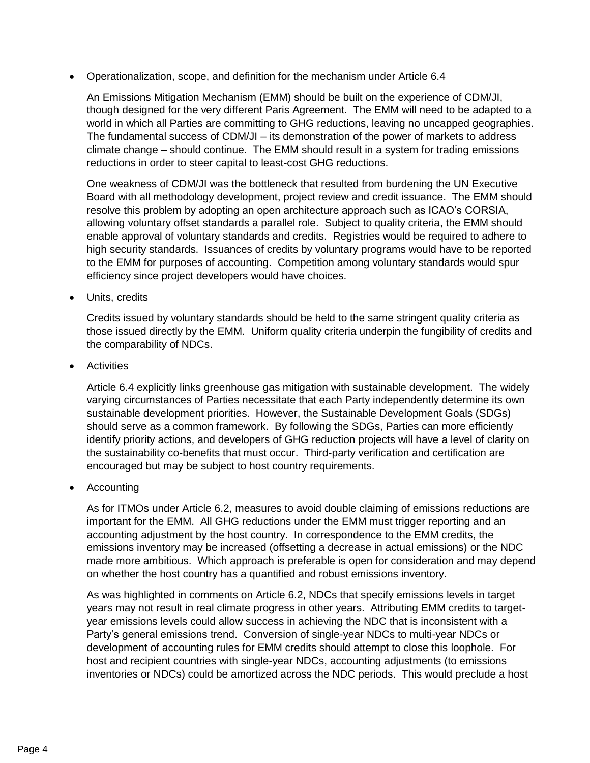- Operationalization, scope, and definition for the mechanism under Article 6.4

  An Emissions Mitigation Mechanism (EMM) should be built on the experience of CDM/JI, though designed for the very different Paris Agreement. The EMM will need to be adapted to a world in which all Parties are committing to GHG reductions, leaving no uncapped geographies. The fundamental success of CDM/JI – its demonstration of the power of markets to address climate change – should continue. The EMM should result in a system for trading emissions reductions in order to steer capital to least-cost GHG reductions.

  One weakness of CDM/JI was the bottleneck that resulted from burdening the UN Executive Board with all methodology development, project review and credit issuance. The EMM should resolve this problem by adopting an open architecture approach such as ICAO's CORSIA, allowing voluntary offset standards a parallel role. Subject to quality criteria, the EMM should enable approval of voluntary standards and credits. Registries would be required to adhere to high security standards. Issuances of credits by voluntary programs would have to be reported to the EMM for purposes of accounting. Competition among voluntary standards would spur efficiency since project developers would have choices.

- Units, credits

  Credits issued by voluntary standards should be held to the same stringent quality criteria as those issued directly by the EMM. Uniform quality criteria underpin the fungibility of credits and the comparability of NDCs.

- Activities

  Article 6.4 explicitly links greenhouse gas mitigation with sustainable development. The widely varying circumstances of Parties necessitate that each Party independently determine its own sustainable development priorities. However, the Sustainable Development Goals (SDGs) should serve as a common framework. By following the SDGs, Parties can more efficiently identify priority actions, and developers of GHG reduction projects will have a level of clarity on the sustainability co-benefits that must occur. Third-party verification and certification are encouraged but may be subject to host country requirements.

- Accounting

  As for ITMOs under Article 6.2, measures to avoid double claiming of emissions reductions are important for the EMM. All GHG reductions under the EMM must trigger reporting and an accounting adjustment by the host country. In correspondence to the EMM credits, the emissions inventory may be increased (offsetting a decrease in actual emissions) or the NDC made more ambitious. Which approach is preferable is open for consideration and may depend on whether the host country has a quantified and robust emissions inventory.

  As was highlighted in comments on Article 6.2, NDCs that specify emissions levels in target years may not result in real climate progress in other years. Attributing EMM credits to target-year emissions levels could allow success in achieving the NDC that is inconsistent with a Party's general emissions trend. Conversion of single-year NDCs to multi-year NDCs or development of accounting rules for EMM credits should attempt to close this loophole. For host and recipient countries with single-year NDCs, accounting adjustments (to emissions inventories or NDCs) could be amortized across the NDC periods. This would preclude a host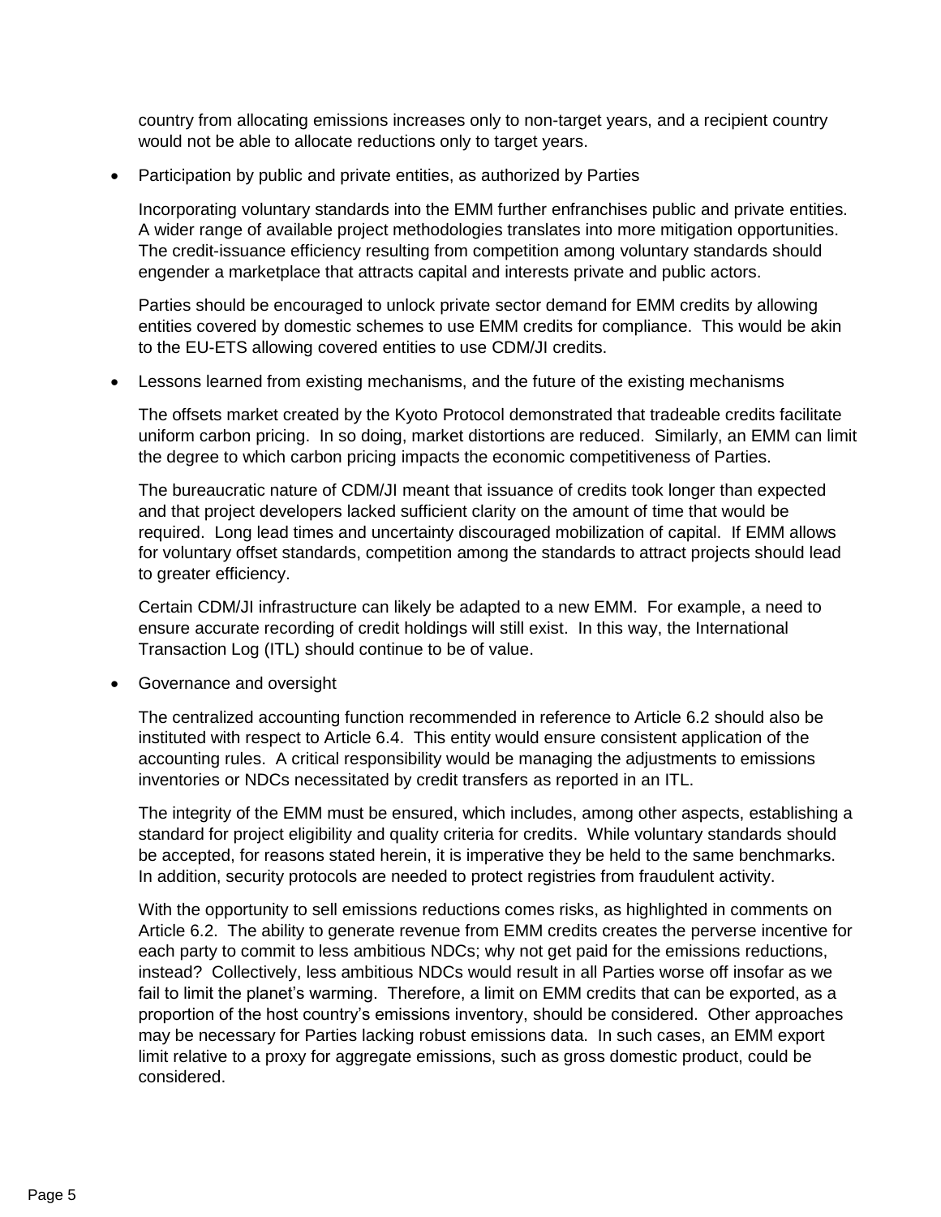country from allocating emissions increases only to non-target years, and a recipient country would not be able to allocate reductions only to target years.

- Participation by public and private entities, as authorized by Parties

  Incorporating voluntary standards into the EMM further enfranchises public and private entities. A wider range of available project methodologies translates into more mitigation opportunities. The credit-issuance efficiency resulting from competition among voluntary standards should engender a marketplace that attracts capital and interests private and public actors.

  Parties should be encouraged to unlock private sector demand for EMM credits by allowing entities covered by domestic schemes to use EMM credits for compliance. This would be akin to the EU-ETS allowing covered entities to use CDM/JI credits.

- Lessons learned from existing mechanisms, and the future of the existing mechanisms

  The offsets market created by the Kyoto Protocol demonstrated that tradeable credits facilitate uniform carbon pricing. In so doing, market distortions are reduced. Similarly, an EMM can limit the degree to which carbon pricing impacts the economic competitiveness of Parties.

  The bureaucratic nature of CDM/JI meant that issuance of credits took longer than expected and that project developers lacked sufficient clarity on the amount of time that would be required. Long lead times and uncertainty discouraged mobilization of capital. If EMM allows for voluntary offset standards, competition among the standards to attract projects should lead to greater efficiency.

  Certain CDM/JI infrastructure can likely be adapted to a new EMM. For example, a need to ensure accurate recording of credit holdings will still exist. In this way, the International Transaction Log (ITL) should continue to be of value.

- Governance and oversight

  The centralized accounting function recommended in reference to Article 6.2 should also be instituted with respect to Article 6.4. This entity would ensure consistent application of the accounting rules. A critical responsibility would be managing the adjustments to emissions inventories or NDCs necessitated by credit transfers as reported in an ITL.

  The integrity of the EMM must be ensured, which includes, among other aspects, establishing a standard for project eligibility and quality criteria for credits. While voluntary standards should be accepted, for reasons stated herein, it is imperative they be held to the same benchmarks. In addition, security protocols are needed to protect registries from fraudulent activity.

  With the opportunity to sell emissions reductions comes risks, as highlighted in comments on Article 6.2. The ability to generate revenue from EMM credits creates the perverse incentive for each party to commit to less ambitious NDCs; why not get paid for the emissions reductions, instead? Collectively, less ambitious NDCs would result in all Parties worse off insofar as we fail to limit the planet's warming. Therefore, a limit on EMM credits that can be exported, as a proportion of the host country's emissions inventory, should be considered. Other approaches may be necessary for Parties lacking robust emissions data. In such cases, an EMM export limit relative to a proxy for aggregate emissions, such as gross domestic product, could be considered.